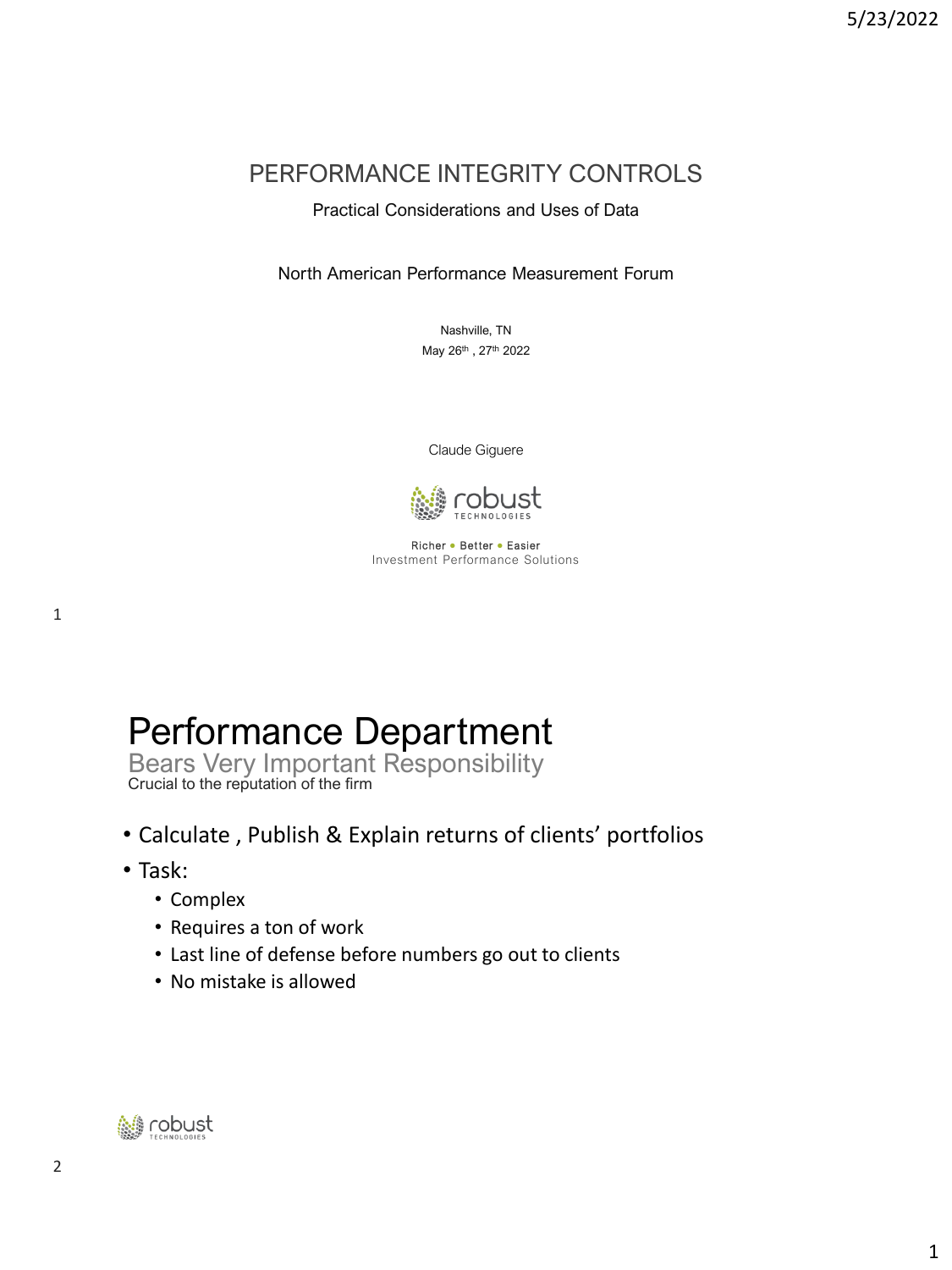# PERFORMANCE INTEGRITY CONTROLS

Practical Considerations and Uses of Data

North American Performance Measurement Forum

Nashville, TN
May 26th , 27th 2022

Claude Giguere

robust TECHNOLOGIES

Richer • Better • Easier
Investment Performance Solutions

# Performance Department

## Bears Very Important Responsibility

Crucial to the reputation of the firm

- Calculate , Publish & Explain returns of clients' portfolios
- Task:
  - Complex
  - Requires a ton of work
  - Last line of defense before numbers go out to clients
  - No mistake is allowed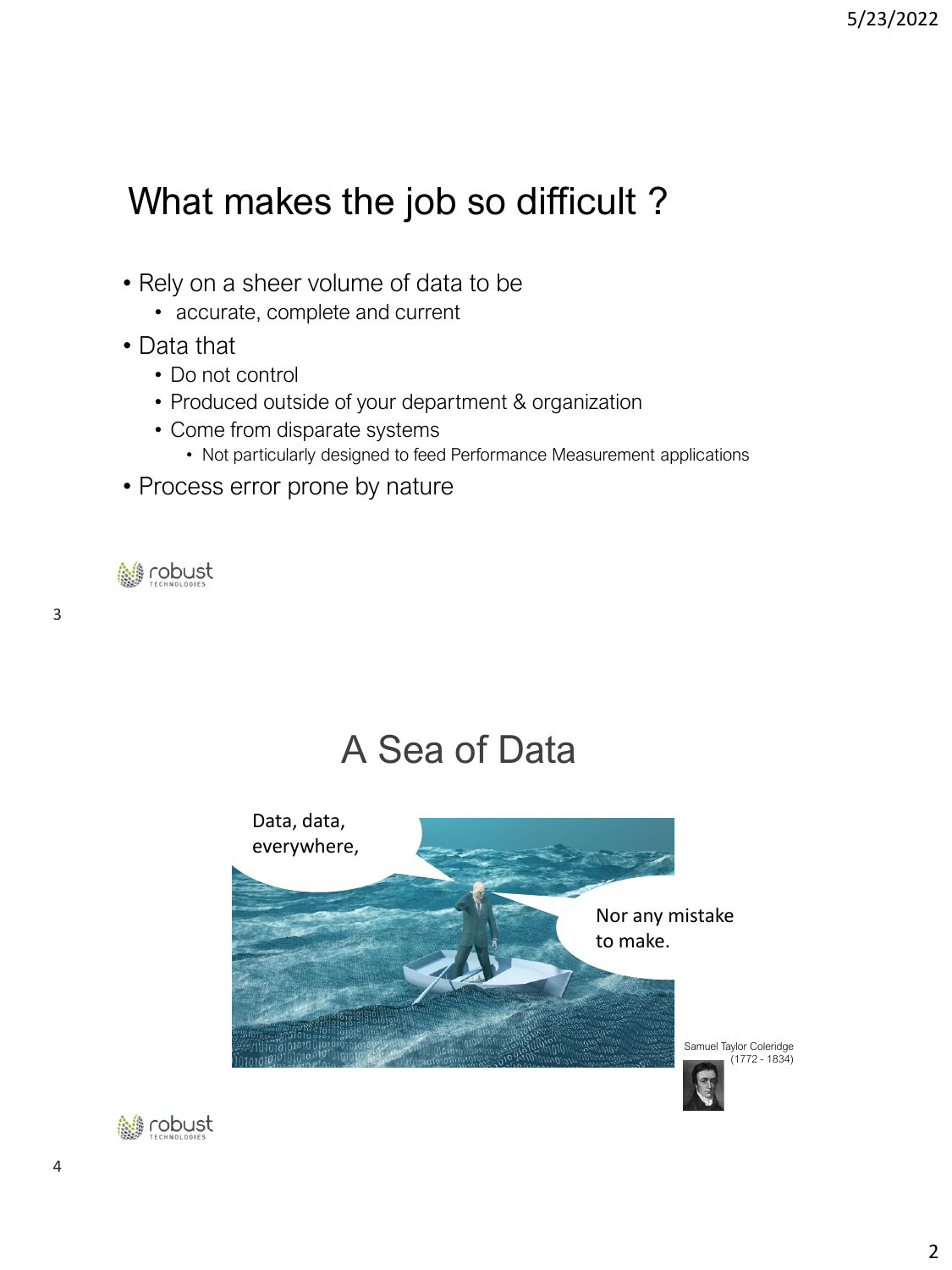# What makes the job so difficult ?

- Rely on a sheer volume of data to be
  - accurate, complete and current
- Data that
  - Do not control
  - Produced outside of your department & organization
  - Come from disparate systems
    - Not particularly designed to feed Performance Measurement applications
- Process error prone by nature

# A Sea of Data

Data, data, everywhere,

Nor any mistake to make.

Samuel Taylor Coleridge (1772 - 1834)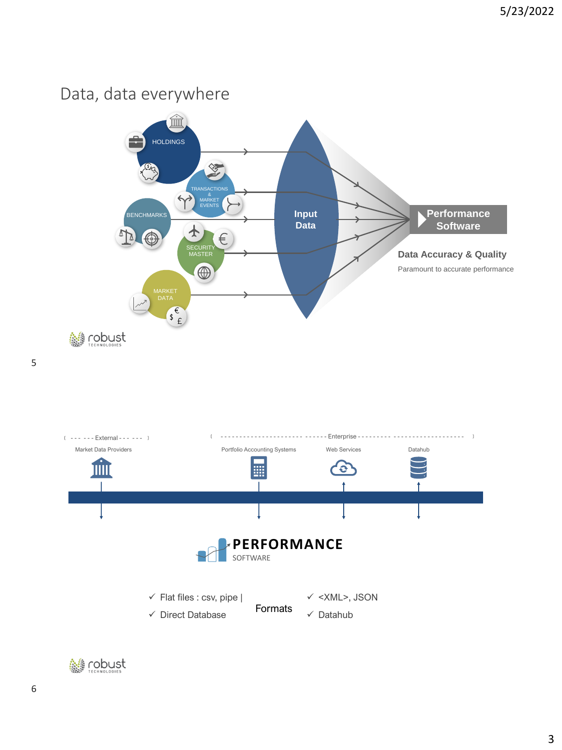## Data, data everywhere

HOLDINGS

TRANSACTIONS & MARKET EVENTS

BENCHMARKS

SECURITY MASTER

MARKET DATA

Input Data

Performance Software

**Data Accuracy & Quality**

Paramount to accurate performance

---

External: Market Data Providers

Enterprise: Portfolio Accounting Systems, Web Services, Datahub

**PERFORMANCE** SOFTWARE

Formats

- ✓ Flat files : csv, pipe |
- ✓ Direct Database
- ✓ <XML>, JSON
- ✓ Datahub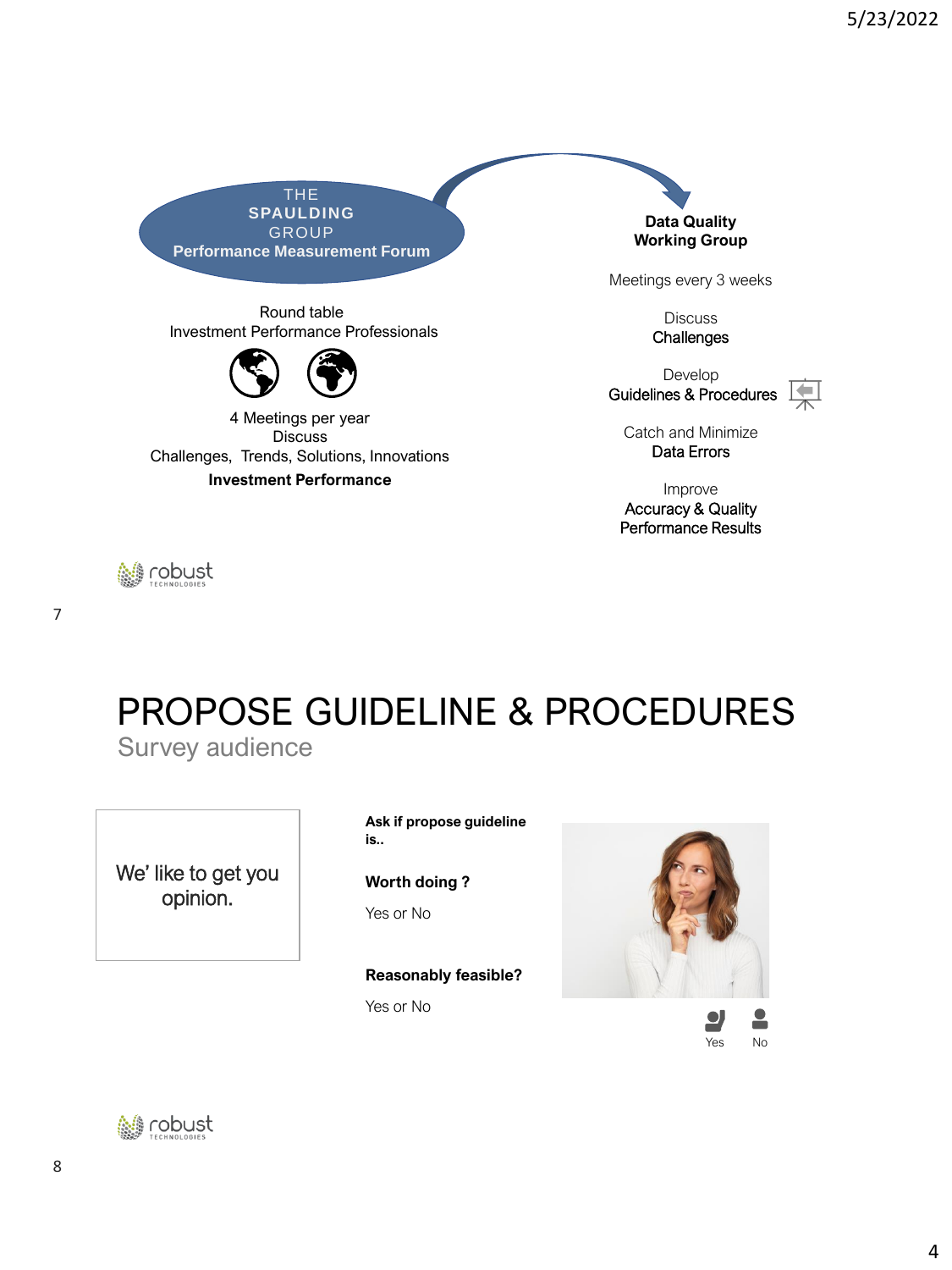**THE SPAULDING GROUP Performance Measurement Forum**

Round table
Investment Performance Professionals

4 Meetings per year
Discuss
Challenges, Trends, Solutions, Innovations
**Investment Performance**

**Data Quality Working Group**

Meetings every 3 weeks

Discuss
Challenges

Develop
Guidelines & Procedures

Catch and Minimize
Data Errors

Improve
Accuracy & Quality
Performance Results

# PROPOSE GUIDELINE & PROCEDURES

## Survey audience

We' like to get you opinion.

**Ask if propose guideline is..**

**Worth doing ?**

Yes or No

**Reasonably feasible?**

Yes or No

Yes No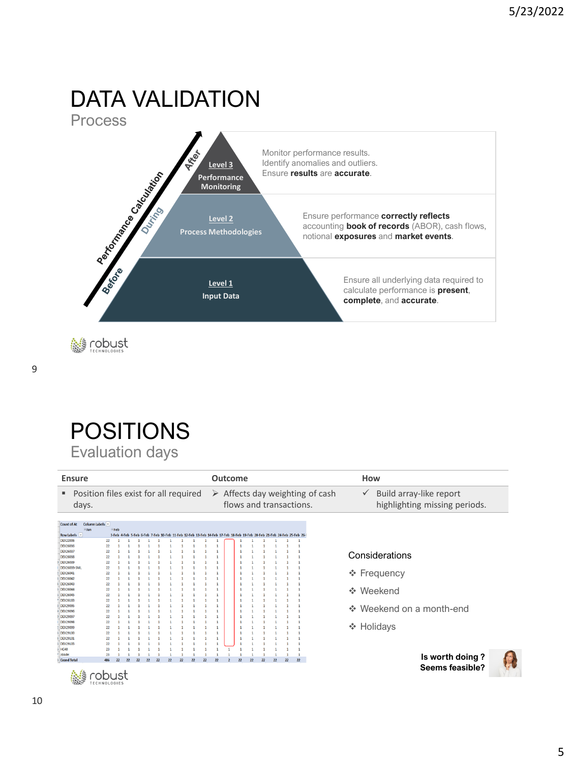# DATA VALIDATION

## Process

Performance Calculation: Before → During → After

**Level 3 – Performance Monitoring**

Monitor performance results.
Identify anomalies and outliers.
Ensure **results** are **accurate**.

**Level 2 – Process Methodologies**

Ensure performance **correctly reflects** accounting **book of records** (ABOR), cash flows, notional **exposures** and **market events**.

**Level 1 – Input Data**

Ensure all underlying data required to calculate performance is **present**, **complete**, and **accurate**.

robust TECHNOLOGIES

# POSITIONS

## Evaluation days

| Ensure | Outcome | How |
|---|---|---|
| ▪ Position files exist for all required days. | ➢ Affects day weighting of cash flows and transactions. | ✓ Build array-like report highlighting missing periods. |

Considerations

- ❖ Frequency
- ❖ Weekend
- ❖ Weekend on a month-end
- ❖ Holidays

**Is worth doing ?**
**Seems feasible?**

robust TECHNOLOGIES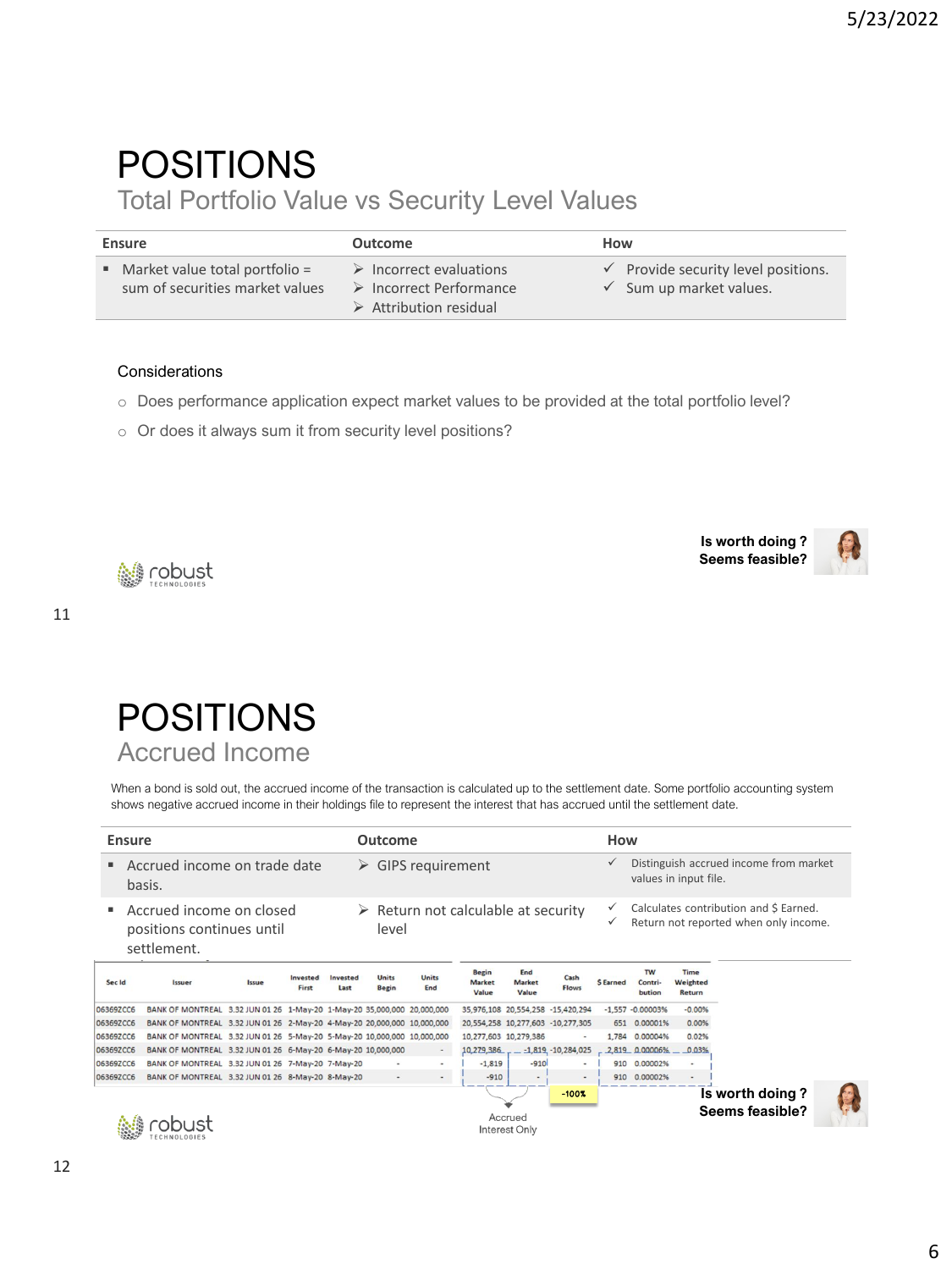# POSITIONS

## Total Portfolio Value vs Security Level Values

| Ensure | Outcome | How |
|---|---|---|
| ▪ Market value total portfolio = sum of securities market values | ➢ Incorrect evaluations<br>➢ Incorrect Performance<br>➢ Attribution residual | ✓ Provide security level positions.<br>✓ Sum up market values. |

Considerations

- Does performance application expect market values to be provided at the total portfolio level?
- Or does it always sum it from security level positions?

**Is worth doing ?**
**Seems feasible?**

# POSITIONS

## Accrued Income

When a bond is sold out, the accrued income of the transaction is calculated up to the settlement date. Some portfolio accounting system shows negative accrued income in their holdings file to represent the interest that has accrued until the settlement date.

| Ensure | Outcome | How |
|---|---|---|
| ▪ Accrued income on trade date basis. | ➢ GIPS requirement | ✓ Distinguish accrued income from market values in input file. |
| ▪ Accrued income on closed positions continues until settlement. | ➢ Return not calculable at security level | ✓ Calculates contribution and $ Earned.<br>✓ Return not reported when only income. |

| Sec Id | Issuer | Issue | Invested First | Invested Last | Units Begin | Units End | Begin Market Value | End Market Value | Cash Flows | $ Earned | TW Contri-bution | Time Weighted Return |
|---|---|---|---|---|---|---|---|---|---|---|---|---|
| 06369ZCC6 | BANK OF MONTREAL | 3.32 JUN 01 26 | 1-May-20 | 1-May-20 | 35,000,000 | 20,000,000 | 35,976,108 | 20,554,258 | -15,420,294 | -1,557 | -0.00003% | -0.00% |
| 06369ZCC6 | BANK OF MONTREAL | 3.32 JUN 01 26 | 2-May-20 | 4-May-20 | 20,000,000 | 10,000,000 | 20,554,258 | 10,277,603 | -10,277,305 | 651 | 0.00001% | 0.00% |
| 06369ZCC6 | BANK OF MONTREAL | 3.32 JUN 01 26 | 5-May-20 | 5-May-20 | 10,000,000 | 10,000,000 | 10,277,603 | 10,279,386 | - | 1,784 | 0.00004% | 0.02% |
| 06369ZCC6 | BANK OF MONTREAL | 3.32 JUN 01 26 | 6-May-20 | 6-May-20 | 10,000,000 | - | 10,279,386 | -1,819 | -10,284,025 | 2,819 | 0.00006% | 0.03% |
| 06369ZCC6 | BANK OF MONTREAL | 3.32 JUN 01 26 | 7-May-20 | 7-May-20 | - | - | -1,819 | -910 | - | 910 | 0.00002% | - |
| 06369ZCC6 | BANK OF MONTREAL | 3.32 JUN 01 26 | 8-May-20 | 8-May-20 | - | - | -910 | - | - | 910 | 0.00002% | - |

-100%

Accrued Interest Only

**Is worth doing ?**
**Seems feasible?**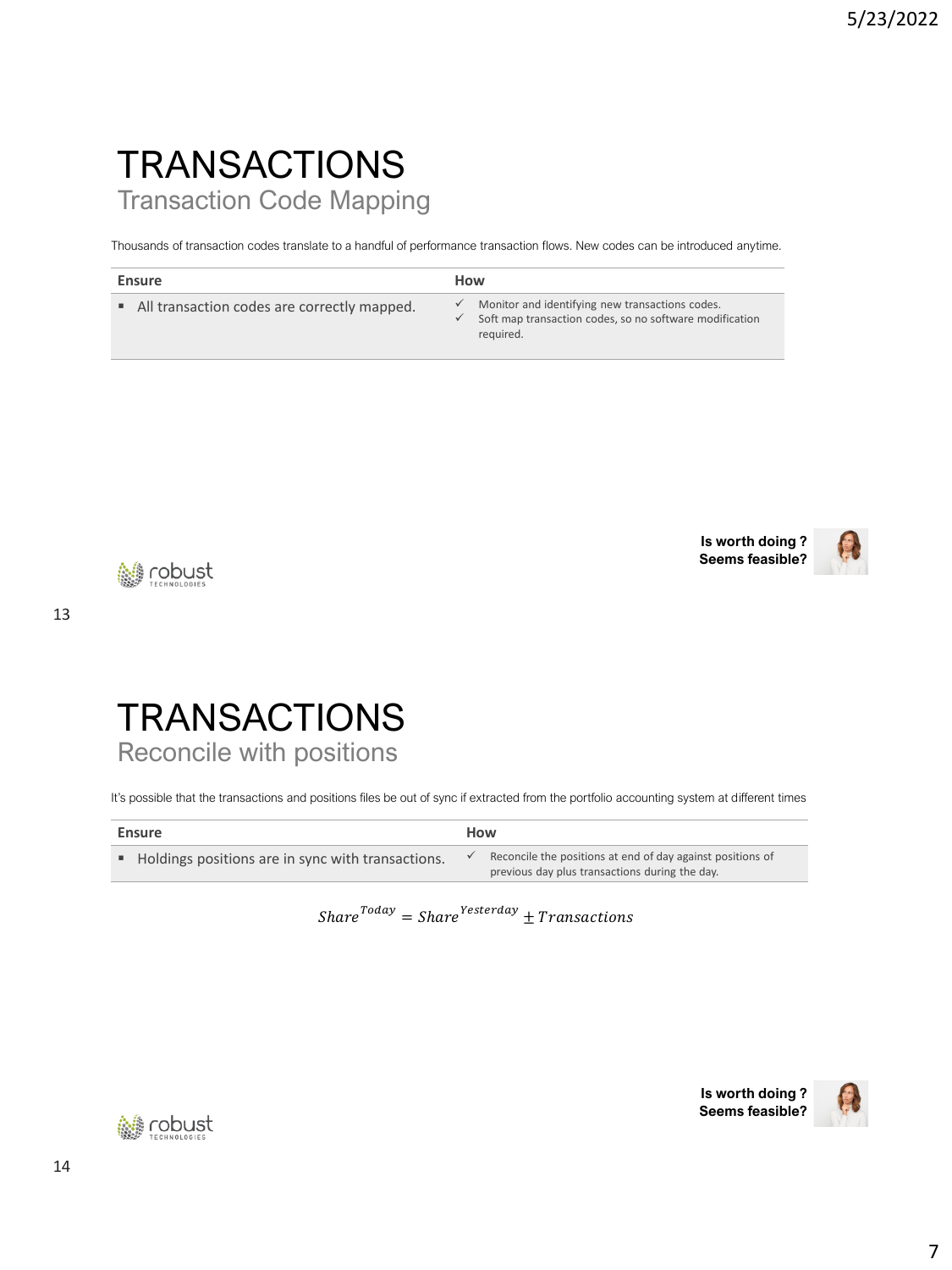# TRANSACTIONS

## Transaction Code Mapping

Thousands of transaction codes translate to a handful of performance transaction flows. New codes can be introduced anytime.

| Ensure | How |
| --- | --- |
| ▪ All transaction codes are correctly mapped. | ✓ Monitor and identifying new transactions codes.<br>✓ Soft map transaction codes, so no software modification required. |

**Is worth doing ?**
**Seems feasible?**

# TRANSACTIONS

## Reconcile with positions

It's possible that the transactions and positions files be out of sync if extracted from the portfolio accounting system at different times

| Ensure | How |
| --- | --- |
| ▪ Holdings positions are in sync with transactions. | ✓ Reconcile the positions at end of day against positions of previous day plus transactions during the day. |

$$Share^{Today} = Share^{Yesterday} \pm Transactions$$

**Is worth doing ?**
**Seems feasible?**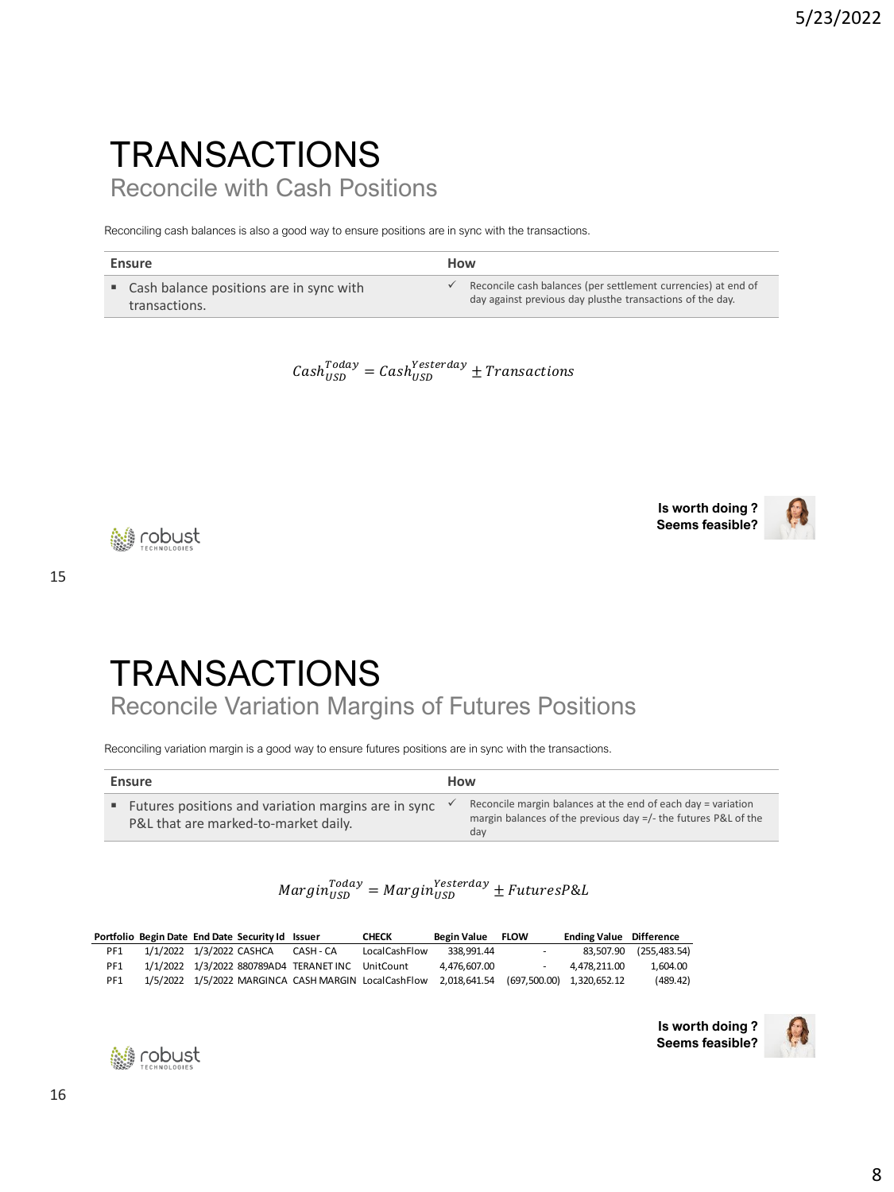# TRANSACTIONS

## Reconcile with Cash Positions

Reconciling cash balances is also a good way to ensure positions are in sync with the transactions.

| Ensure | How |
|---|---|
| ▪ Cash balance positions are in sync with transactions. | ✓ Reconcile cash balances (per settlement currencies) at end of day against previous day plusthe transactions of the day. |

$$Cash_{USD}^{Today} = Cash_{USD}^{Yesterday} \pm Transactions$$

**Is worth doing ?**
**Seems feasible?**

# TRANSACTIONS

## Reconcile Variation Margins of Futures Positions

Reconciling variation margin is a good way to ensure futures positions are in sync with the transactions.

| Ensure | How |
|---|---|
| ▪ Futures positions and variation margins are in sync P&L that are marked-to-market daily. | ✓ Reconcile margin balances at the end of each day = variation margin balances of the previous day =/- the futures P&L of the day |

$$Margin_{USD}^{Today} = Margin_{USD}^{Yesterday} \pm FuturesP\&L$$

| Portfolio | Begin Date | End Date | Security Id | Issuer | CHECK | Begin Value | FLOW | Ending Value | Difference |
|---|---|---|---|---|---|---|---|---|---|
| PF1 | 1/1/2022 | 1/3/2022 | CASHCA | CASH - CA | LocalCashFlow | 338,991.44 | - | 83,507.90 | (255,483.54) |
| PF1 | 1/1/2022 | 1/3/2022 | 880789AD4 | TERANET INC | UnitCount | 4,476,607.00 | - | 4,478,211.00 | 1,604.00 |
| PF1 | 1/5/2022 | 1/5/2022 | MARGINCA | CASH MARGIN | LocalCashFlow | 2,018,641.54 | (697,500.00) | 1,320,652.12 | (489.42) |

**Is worth doing ?**
**Seems feasible?**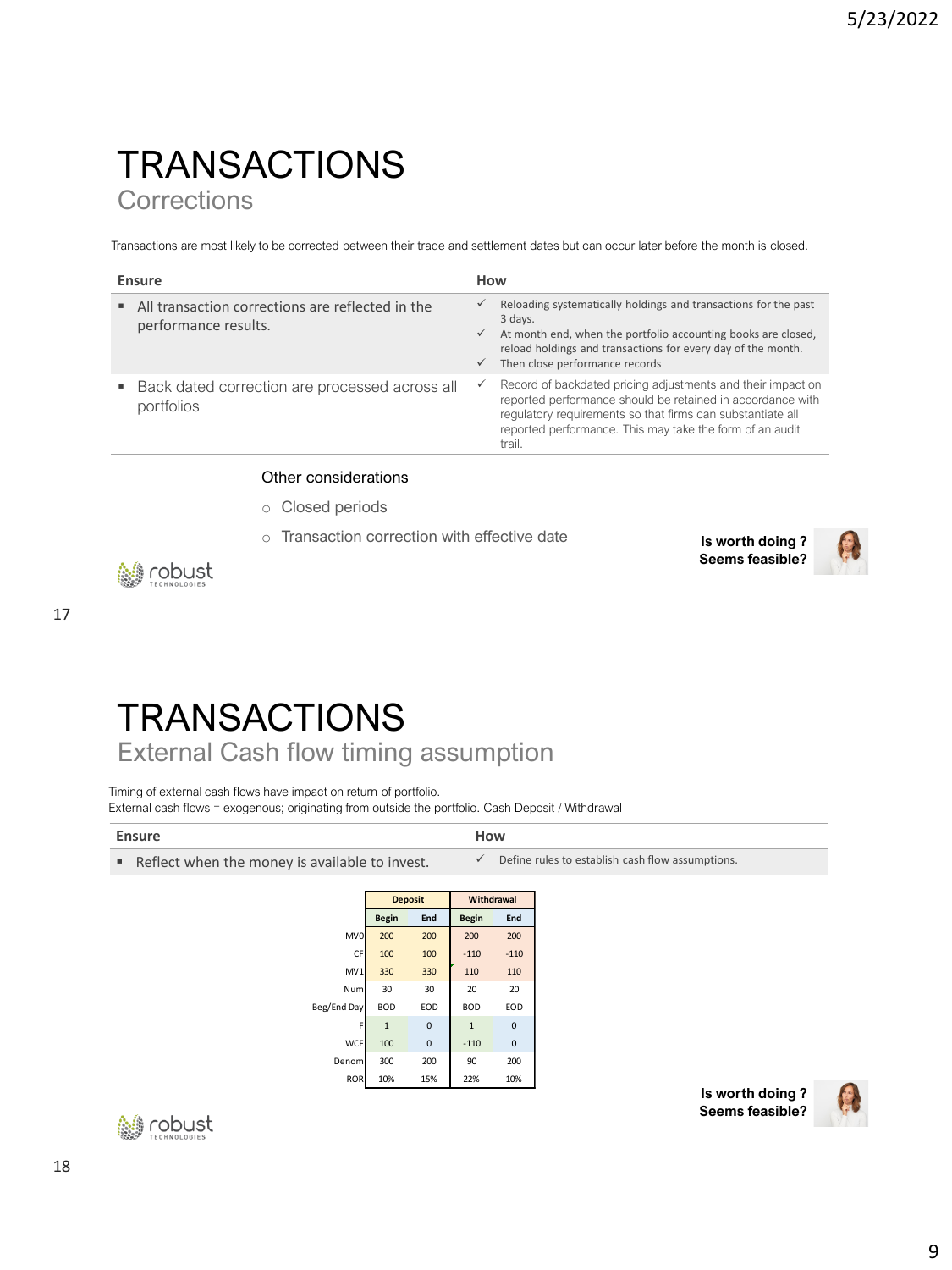# TRANSACTIONS

## Corrections

Transactions are most likely to be corrected between their trade and settlement dates but can occur later before the month is closed.

| Ensure | How |
|---|---|
| ▪ All transaction corrections are reflected in the performance results. | ✓ Reloading systematically holdings and transactions for the past 3 days.<br>✓ At month end, when the portfolio accounting books are closed, reload holdings and transactions for every day of the month.<br>✓ Then close performance records |
| ▪ Back dated correction are processed across all portfolios | ✓ Record of backdated pricing adjustments and their impact on reported performance should be retained in accordance with regulatory requirements so that firms can substantiate all reported performance. This may take the form of an audit trail. |

Other considerations

- Closed periods
- Transaction correction with effective date

**Is worth doing ?**
**Seems feasible?**

# TRANSACTIONS

## External Cash flow timing assumption

Timing of external cash flows have impact on return of portfolio.
External cash flows = exogenous; originating from outside the portfolio. Cash Deposit / Withdrawal

| Ensure | How |
|---|---|
| ▪ Reflect when the money is available to invest. | ✓ Define rules to establish cash flow assumptions. |

| | Deposit | | Withdrawal | |
|---|---|---|---|---|
| | Begin | End | Begin | End |
| MV0 | 200 | 200 | 200 | 200 |
| CF | 100 | 100 | -110 | -110 |
| MV1 | 330 | 330 | 110 | 110 |
| Num | 30 | 30 | 20 | 20 |
| Beg/End Day | BOD | EOD | BOD | EOD |
| F | 1 | 0 | 1 | 0 |
| WCF | 100 | 0 | -110 | 0 |
| Denom | 300 | 200 | 90 | 200 |
| ROR | 10% | 15% | 22% | 10% |

**Is worth doing ?**
**Seems feasible?**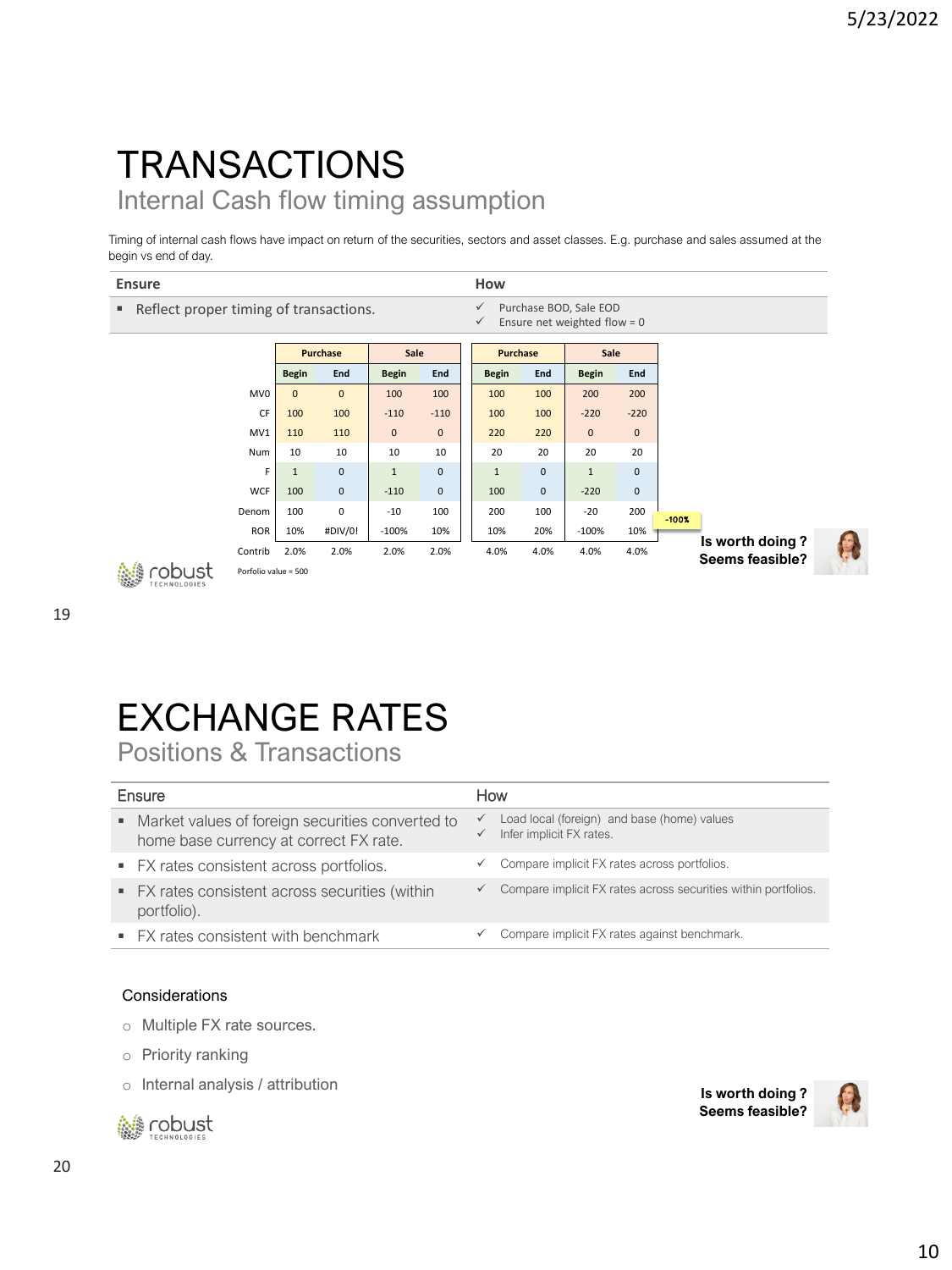# TRANSACTIONS

## Internal Cash flow timing assumption

Timing of internal cash flows have impact on return of the securities, sectors and asset classes. E.g. purchase and sales assumed at the begin vs end of day.

| Ensure | How |
| --- | --- |
| ▪ Reflect proper timing of transactions. | ✓ Purchase BOD, Sale EOD<br>✓ Ensure net weighted flow = 0 |

| | Purchase | | Sale | | Purchase | | Sale | |
| --- | --- | --- | --- | --- | --- | --- | --- | --- |
| | Begin | End | Begin | End | Begin | End | Begin | End |
| MV0 | 0 | 0 | 100 | 100 | 100 | 100 | 200 | 200 |
| CF | 100 | 100 | -110 | -110 | 100 | 100 | -220 | -220 |
| MV1 | 110 | 110 | 0 | 0 | 220 | 220 | 0 | 0 |
| Num | 10 | 10 | 10 | 10 | 20 | 20 | 20 | 20 |
| F | 1 | 0 | 1 | 0 | 1 | 0 | 1 | 0 |
| WCF | 100 | 0 | -110 | 0 | 100 | 0 | -220 | 0 |
| Denom | 100 | 0 | -10 | 100 | 200 | 100 | -20 | 200 |
| ROR | 10% | #DIV/0! | -100% | 10% | 10% | 20% | -100% | 10% |
| Contrib | 2.0% | 2.0% | 2.0% | 2.0% | 4.0% | 4.0% | 4.0% | 4.0% |

-100%

Porfolio value = 500

**Is worth doing ?**
**Seems feasible?**

# EXCHANGE RATES

## Positions & Transactions

| Ensure | How |
| --- | --- |
| ▪ Market values of foreign securities converted to home base currency at correct FX rate. | ✓ Load local (foreign) and base (home) values<br>✓ Infer implicit FX rates. |
| ▪ FX rates consistent across portfolios. | ✓ Compare implicit FX rates across portfolios. |
| ▪ FX rates consistent across securities (within portfolio). | ✓ Compare implicit FX rates across securities within portfolios. |
| ▪ FX rates consistent with benchmark | ✓ Compare implicit FX rates against benchmark. |

Considerations

- Multiple FX rate sources.
- Priority ranking
- Internal analysis / attribution

**Is worth doing ?**
**Seems feasible?**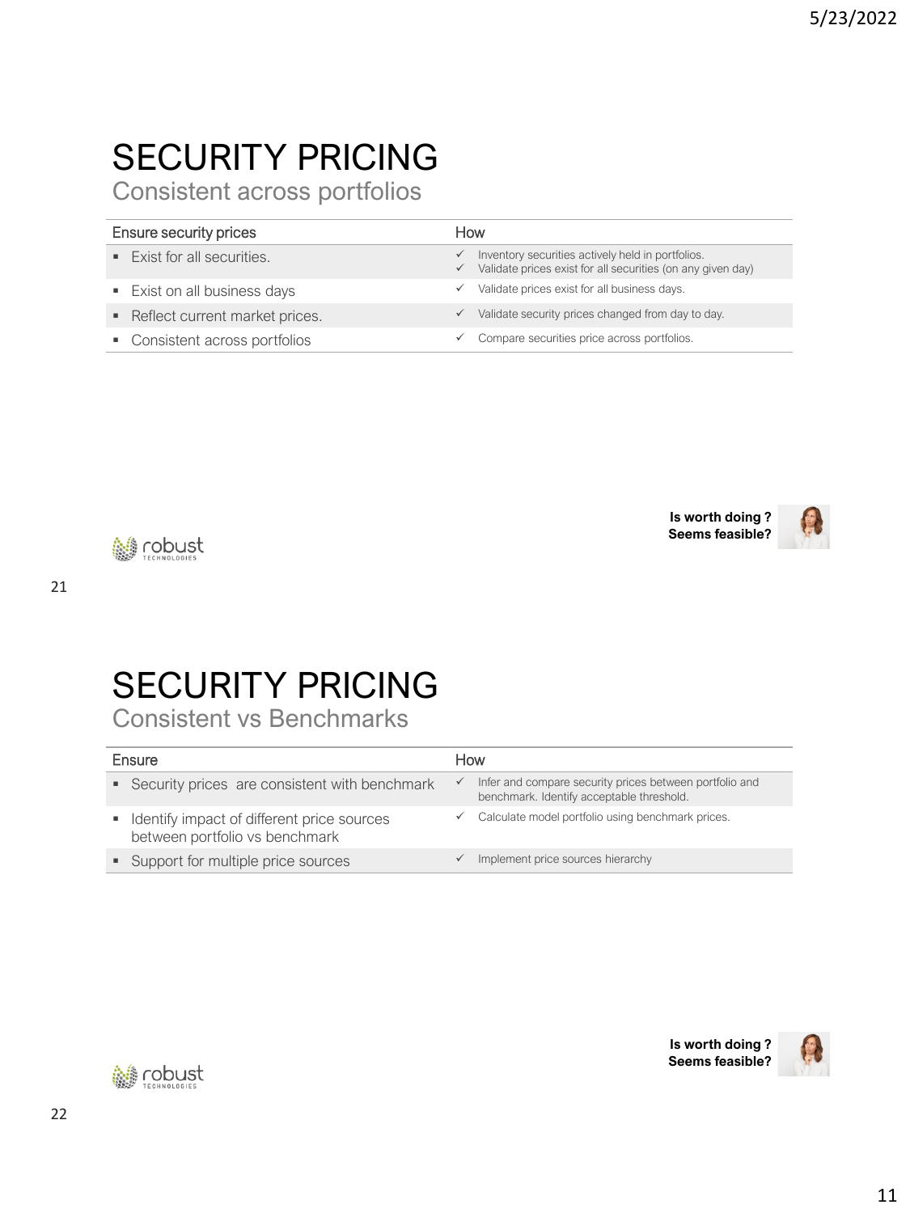# SECURITY PRICING

## Consistent across portfolios

| Ensure security prices | How |
| --- | --- |
| ▪ Exist for all securities. | ✓ Inventory securities actively held in portfolios.<br>✓ Validate prices exist for all securities (on any given day) |
| ▪ Exist on all business days | ✓ Validate prices exist for all business days. |
| ▪ Reflect current market prices. | ✓ Validate security prices changed from day to day. |
| ▪ Consistent across portfolios | ✓ Compare securities price across portfolios. |

**Is worth doing ?**
**Seems feasible?**

# SECURITY PRICING

## Consistent vs Benchmarks

| Ensure | How |
| --- | --- |
| ▪ Security prices are consistent with benchmark | ✓ Infer and compare security prices between portfolio and benchmark. Identify acceptable threshold. |
| ▪ Identify impact of different price sources between portfolio vs benchmark | ✓ Calculate model portfolio using benchmark prices. |
| ▪ Support for multiple price sources | ✓ Implement price sources hierarchy |

**Is worth doing ?**
**Seems feasible?**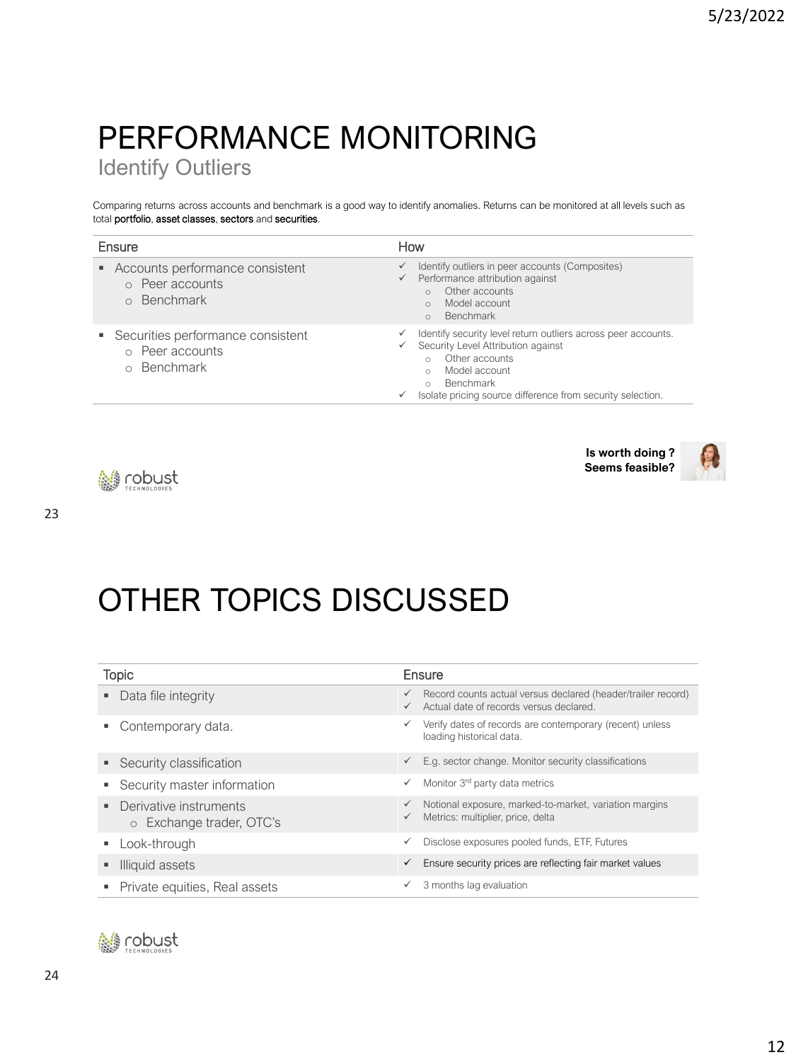# PERFORMANCE MONITORING

## Identify Outliers

Comparing returns across accounts and benchmark is a good way to identify anomalies. Returns can be monitored at all levels such as total **portfolio**, **asset classes**, **sectors** and **securities**.

| Ensure | How |
| --- | --- |
| ▪ Accounts performance consistent<br>○ Peer accounts<br>○ Benchmark | ✓ Identify outliers in peer accounts (Composites)<br>✓ Performance attribution against<br>○ Other accounts<br>○ Model account<br>○ Benchmark |
| ▪ Securities performance consistent<br>○ Peer accounts<br>○ Benchmark | ✓ Identify security level return outliers across peer accounts.<br>✓ Security Level Attribution against<br>○ Other accounts<br>○ Model account<br>○ Benchmark<br>✓ Isolate pricing source difference from security selection. |

**Is worth doing ?**
**Seems feasible?**

robust TECHNOLOGIES

23

# OTHER TOPICS DISCUSSED

| Topic | Ensure |
| --- | --- |
| ▪ Data file integrity | ✓ Record counts actual versus declared (header/trailer record)<br>✓ Actual date of records versus declared. |
| ▪ Contemporary data. | ✓ Verify dates of records are contemporary (recent) unless loading historical data. |
| ▪ Security classification | ✓ E.g. sector change. Monitor security classifications |
| ▪ Security master information | ✓ Monitor 3rd party data metrics |
| ▪ Derivative instruments<br>○ Exchange trader, OTC's | ✓ Notional exposure, marked-to-market, variation margins<br>✓ Metrics: multiplier, price, delta |
| ▪ Look-through | ✓ Disclose exposures pooled funds, ETF, Futures |
| ▪ Illiquid assets | ✓ Ensure security prices are reflecting fair market values |
| ▪ Private equities, Real assets | ✓ 3 months lag evaluation |

robust TECHNOLOGIES

24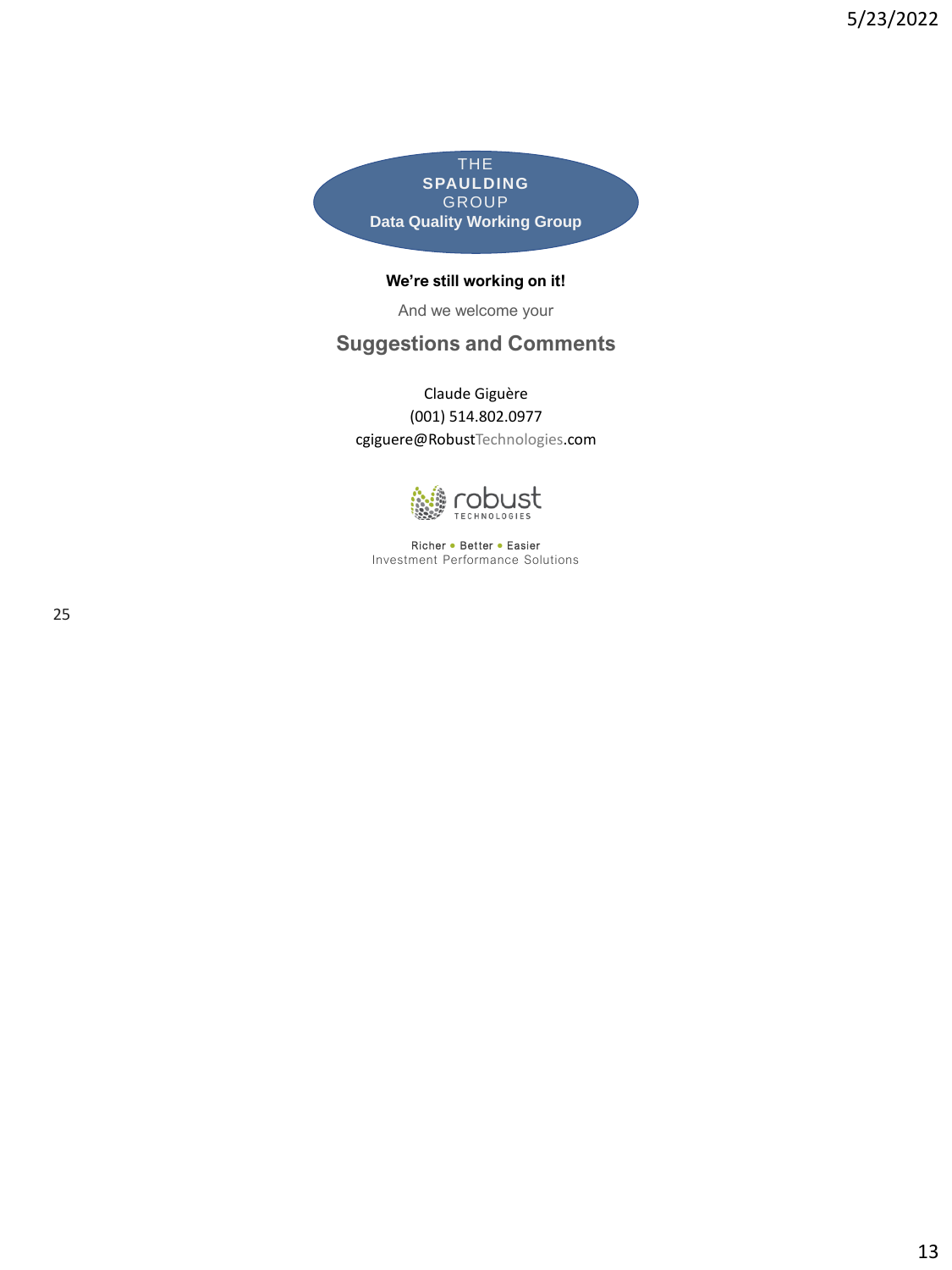THE
**SPAULDING**
GROUP
**Data Quality Working Group**

**We're still working on it!**

And we welcome your

## Suggestions and Comments

Claude Giguère
(001) 514.802.0977
cgiguere@RobustTechnologies.com

robust
TECHNOLOGIES

Richer • Better • Easier
Investment Performance Solutions